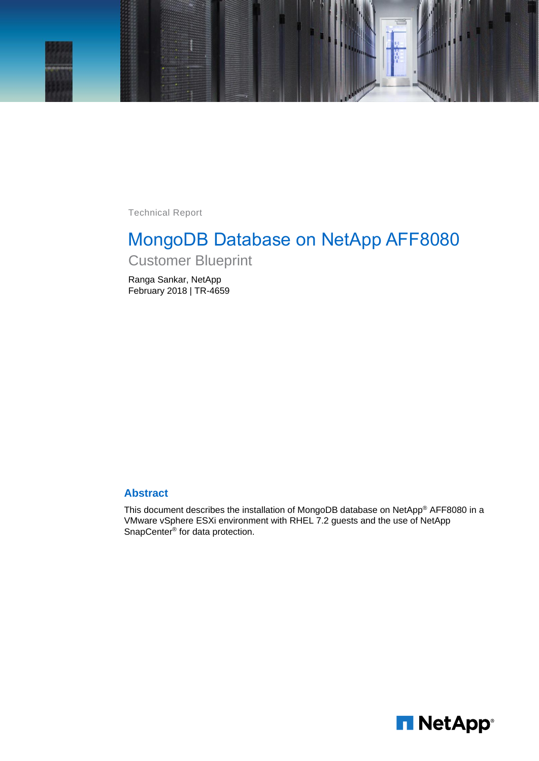Technical Report

# MongoDB Database on NetApp AFF8080

## Customer Blueprint

Ranga Sankar, NetApp
February 2018 | TR-4659

## Abstract

This document describes the installation of MongoDB database on NetApp® AFF8080 in a VMware vSphere ESXi environment with RHEL 7.2 guests and the use of NetApp SnapCenter® for data protection.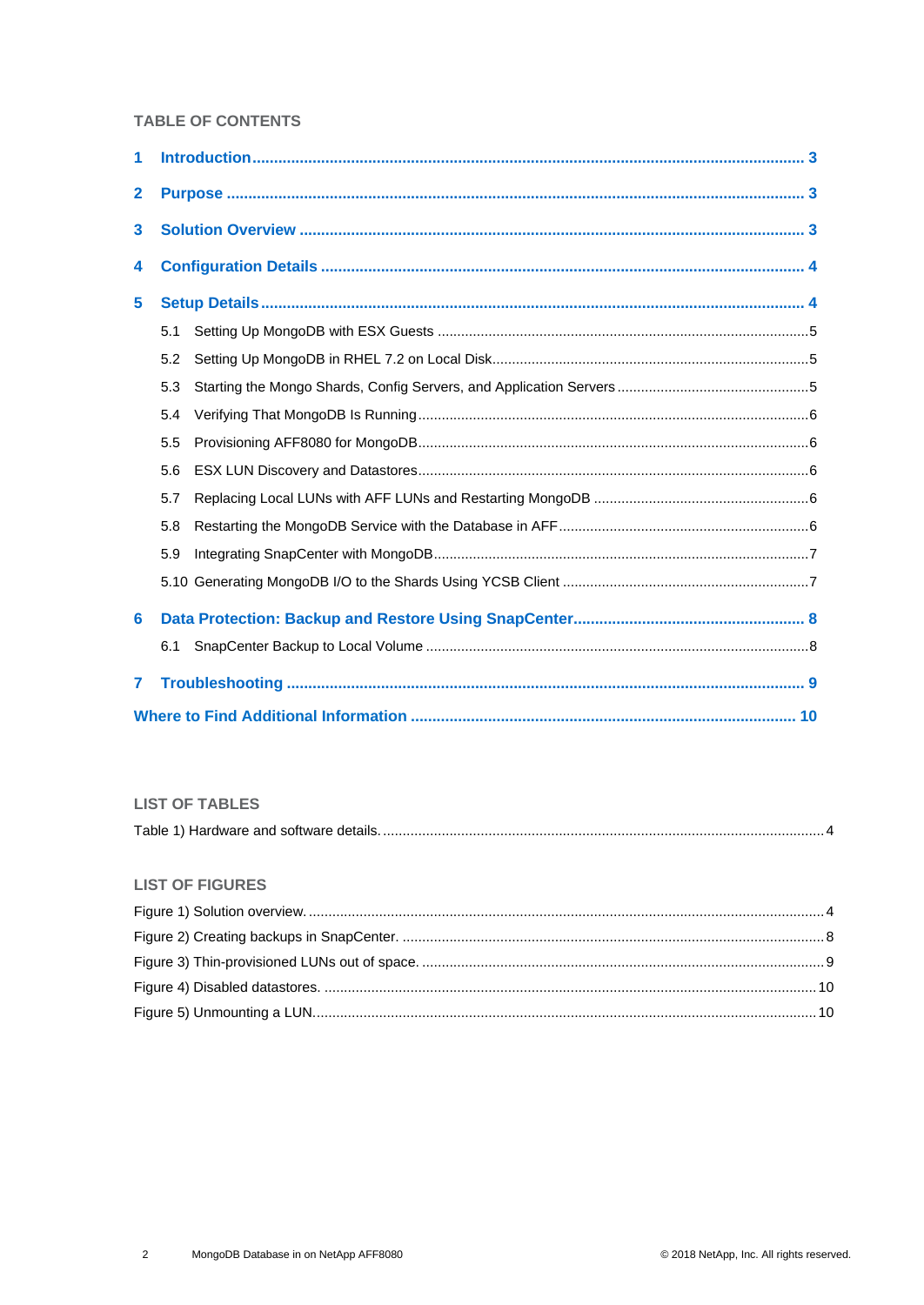## TABLE OF CONTENTS

**1 Introduction** ..... 3

**2 Purpose** ..... 3

**3 Solution Overview** ..... 3

**4 Configuration Details** ..... 4

**5 Setup Details** ..... 4

- 5.1 Setting Up MongoDB with ESX Guests ..... 5
- 5.2 Setting Up MongoDB in RHEL 7.2 on Local Disk ..... 5
- 5.3 Starting the Mongo Shards, Config Servers, and Application Servers ..... 5
- 5.4 Verifying That MongoDB Is Running ..... 6
- 5.5 Provisioning AFF8080 for MongoDB ..... 6
- 5.6 ESX LUN Discovery and Datastores ..... 6
- 5.7 Replacing Local LUNs with AFF LUNs and Restarting MongoDB ..... 6
- 5.8 Restarting the MongoDB Service with the Database in AFF ..... 6
- 5.9 Integrating SnapCenter with MongoDB ..... 7
- 5.10 Generating MongoDB I/O to the Shards Using YCSB Client ..... 7

**6 Data Protection: Backup and Restore Using SnapCenter** ..... 8

- 6.1 SnapCenter Backup to Local Volume ..... 8

**7 Troubleshooting** ..... 9

**Where to Find Additional Information** ..... 10

## LIST OF TABLES

Table 1) Hardware and software details. ..... 4

## LIST OF FIGURES

Figure 1) Solution overview. ..... 4

Figure 2) Creating backups in SnapCenter. ..... 8

Figure 3) Thin-provisioned LUNs out of space. ..... 9

Figure 4) Disabled datastores. ..... 10

Figure 5) Unmounting a LUN. ..... 10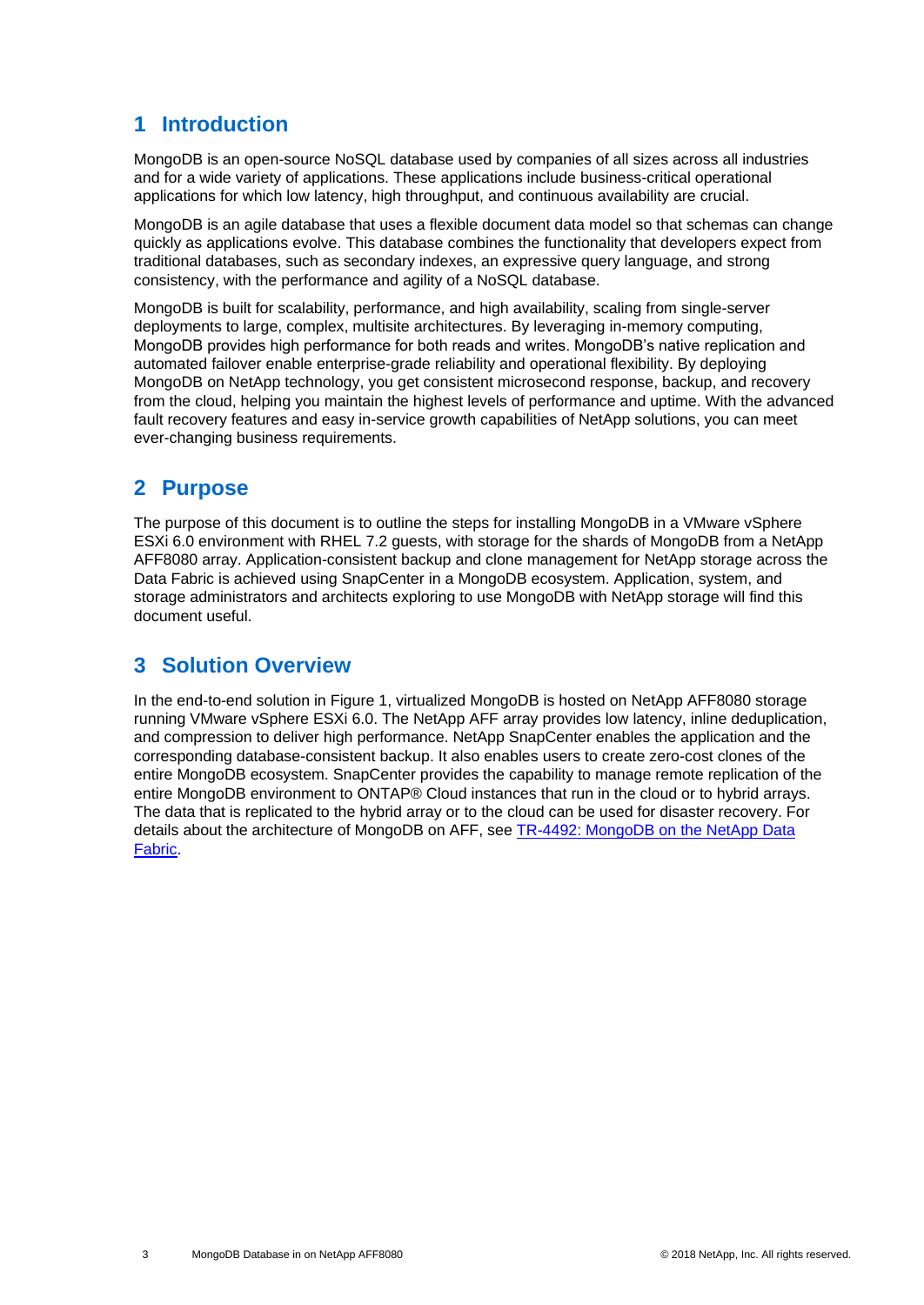# 1 Introduction

MongoDB is an open-source NoSQL database used by companies of all sizes across all industries and for a wide variety of applications. These applications include business-critical operational applications for which low latency, high throughput, and continuous availability are crucial.

MongoDB is an agile database that uses a flexible document data model so that schemas can change quickly as applications evolve. This database combines the functionality that developers expect from traditional databases, such as secondary indexes, an expressive query language, and strong consistency, with the performance and agility of a NoSQL database.

MongoDB is built for scalability, performance, and high availability, scaling from single-server deployments to large, complex, multisite architectures. By leveraging in-memory computing, MongoDB provides high performance for both reads and writes. MongoDB's native replication and automated failover enable enterprise-grade reliability and operational flexibility. By deploying MongoDB on NetApp technology, you get consistent microsecond response, backup, and recovery from the cloud, helping you maintain the highest levels of performance and uptime. With the advanced fault recovery features and easy in-service growth capabilities of NetApp solutions, you can meet ever-changing business requirements.

# 2 Purpose

The purpose of this document is to outline the steps for installing MongoDB in a VMware vSphere ESXi 6.0 environment with RHEL 7.2 guests, with storage for the shards of MongoDB from a NetApp AFF8080 array. Application-consistent backup and clone management for NetApp storage across the Data Fabric is achieved using SnapCenter in a MongoDB ecosystem. Application, system, and storage administrators and architects exploring to use MongoDB with NetApp storage will find this document useful.

# 3 Solution Overview

In the end-to-end solution in Figure 1, virtualized MongoDB is hosted on NetApp AFF8080 storage running VMware vSphere ESXi 6.0. The NetApp AFF array provides low latency, inline deduplication, and compression to deliver high performance. NetApp SnapCenter enables the application and the corresponding database-consistent backup. It also enables users to create zero-cost clones of the entire MongoDB ecosystem. SnapCenter provides the capability to manage remote replication of the entire MongoDB environment to ONTAP® Cloud instances that run in the cloud or to hybrid arrays. The data that is replicated to the hybrid array or to the cloud can be used for disaster recovery. For details about the architecture of MongoDB on AFF, see [TR-4492: MongoDB on the NetApp Data Fabric](#).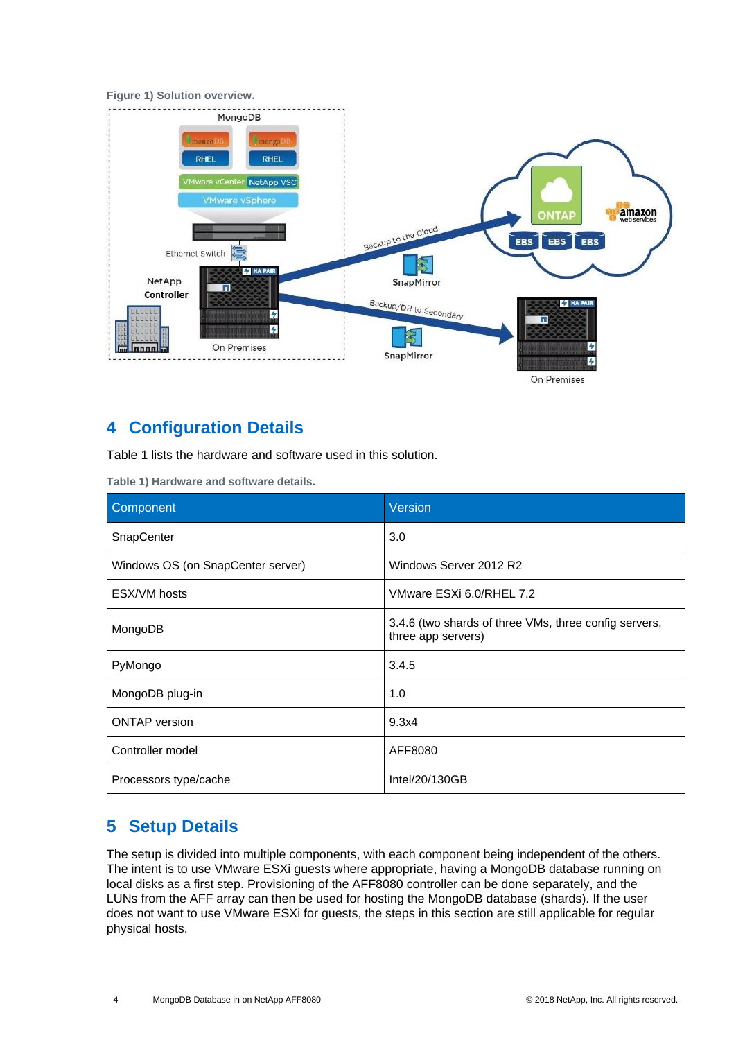**Figure 1) Solution overview.**

## 4 Configuration Details

Table 1 lists the hardware and software used in this solution.

**Table 1) Hardware and software details.**

| Component | Version |
|---|---|
| SnapCenter | 3.0 |
| Windows OS (on SnapCenter server) | Windows Server 2012 R2 |
| ESX/VM hosts | VMware ESXi 6.0/RHEL 7.2 |
| MongoDB | 3.4.6 (two shards of three VMs, three config servers, three app servers) |
| PyMongo | 3.4.5 |
| MongoDB plug-in | 1.0 |
| ONTAP version | 9.3x4 |
| Controller model | AFF8080 |
| Processors type/cache | Intel/20/130GB |

## 5 Setup Details

The setup is divided into multiple components, with each component being independent of the others. The intent is to use VMware ESXi guests where appropriate, having a MongoDB database running on local disks as a first step. Provisioning of the AFF8080 controller can be done separately, and the LUNs from the AFF array can then be used for hosting the MongoDB database (shards). If the user does not want to use VMware ESXi for guests, the steps in this section are still applicable for regular physical hosts.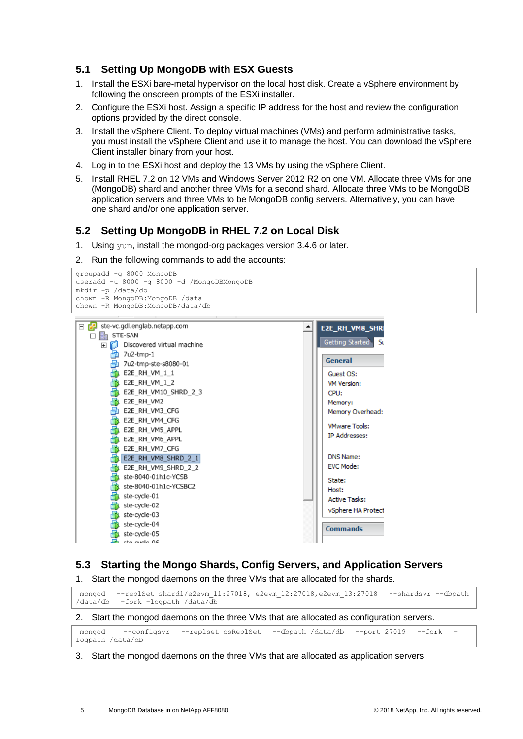## 5.1 Setting Up MongoDB with ESX Guests

1. Install the ESXi bare-metal hypervisor on the local host disk. Create a vSphere environment by following the onscreen prompts of the ESXi installer.
2. Configure the ESXi host. Assign a specific IP address for the host and review the configuration options provided by the direct console.
3. Install the vSphere Client. To deploy virtual machines (VMs) and perform administrative tasks, you must install the vSphere Client and use it to manage the host. You can download the vSphere Client installer binary from your host.
4. Log in to the ESXi host and deploy the 13 VMs by using the vSphere Client.
5. Install RHEL 7.2 on 12 VMs and Windows Server 2012 R2 on one VM. Allocate three VMs for one (MongoDB) shard and another three VMs for a second shard. Allocate three VMs to be MongoDB application servers and three VMs to be MongoDB config servers. Alternatively, you can have one shard and/or one application server.

## 5.2 Setting Up MongoDB in RHEL 7.2 on Local Disk

1. Using `yum`, install the mongod-org packages version 3.4.6 or later.
2. Run the following commands to add the accounts:

```
groupadd -g 8000 MongoDB
useradd -u 8000 -g 8000 -d /MongoDBMongoDB
mkdir -p /data/db
chown -R MongoDB:MongoDB /data
chown -R MongoDB:MongoDB/data/db
```

## 5.3 Starting the Mongo Shards, Config Servers, and Application Servers

1. Start the mongod daemons on the three VMs that are allocated for the shards.

```
mongod  --replSet shard1/e2evm_11:27018, e2evm_12:27018,e2evm_13:27018  --shardsvr --dbpath
/data/db  -fork –logpath /data/db
```

2. Start the mongod daemons on the three VMs that are allocated as configuration servers.

```
mongod   --configsvr  --replset csReplSet  --dbpath /data/db  --port 27019  --fork  –
logpath /data/db
```

3. Start the mongod daemons on the three VMs that are allocated as application servers.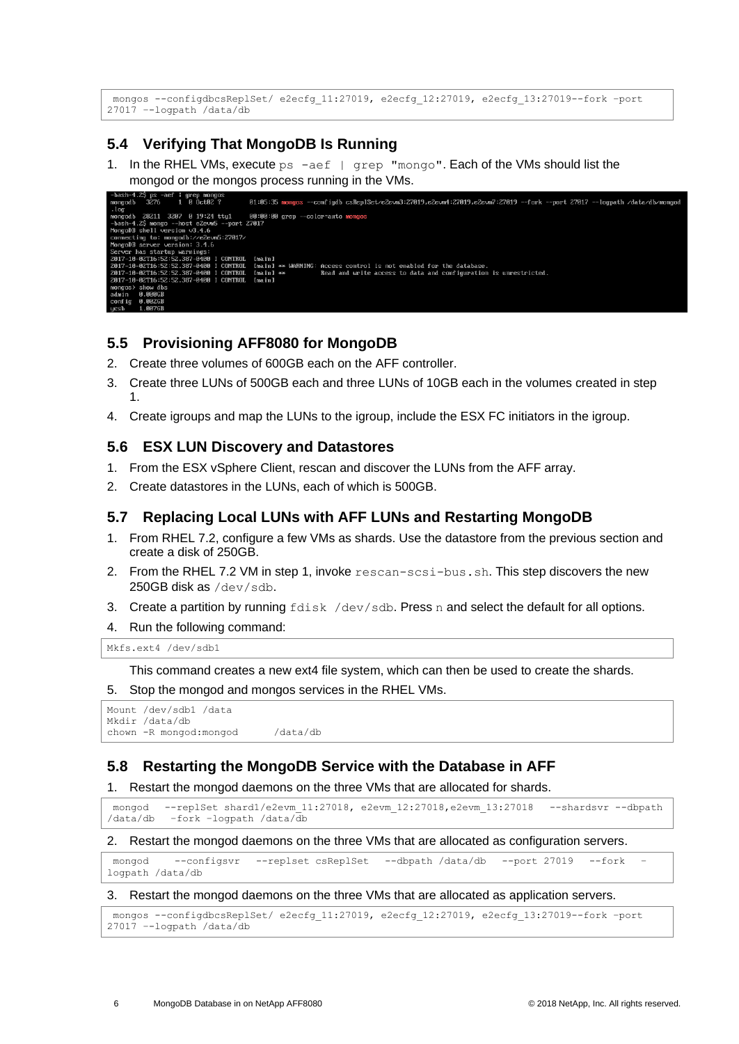```
 mongos --configdbcsReplSet/ e2ecfg_11:27019, e2ecfg_12:27019, e2ecfg_13:27019--fork –port 
27017 -–logpath /data/db
```

## 5.4 Verifying That MongoDB Is Running

1. In the RHEL VMs, execute `ps -aef | grep "mongo"`. Each of the VMs should list the mongod or the mongos process running in the VMs.

```
-bash-4.2$ ps -aef | grep mongos
mongodb   3276     1  0 Oct02 ?        01:05:35 mongos --configdb csReplSet/e2evm3:27019,e2evm4:27019,e2evm7:27019 --fork --port 27017 --logpath /data/db/mongod
.log
mongodb  28211  3207  0 19:24 tty1     00:00:00 grep --color=auto mongos
-bash-4.2$ mongo --host e2evm5 --port 27017
MongoDB shell version v3.4.6
connecting to: mongodb://e2evm5:27017/
MongoDB server version: 3.4.6
Server has startup warnings:
2017-10-02T16:52:52.387-0400 I CONTROL  [main]
2017-10-02T16:52:52.387-0400 I CONTROL  [main] ** WARNING: Access control is not enabled for the database.
2017-10-02T16:52:52.387-0400 I CONTROL  [main] **          Read and write access to data and configuration is unrestricted.
2017-10-02T16:52:52.387-0400 I CONTROL  [main]
mongos> show dbs
admin   0.000GB
config  0.002GB
ycsb    1.007GB
```

## 5.5 Provisioning AFF8080 for MongoDB

2. Create three volumes of 600GB each on the AFF controller.
3. Create three LUNs of 500GB each and three LUNs of 10GB each in the volumes created in step 1.
4. Create igroups and map the LUNs to the igroup, include the ESX FC initiators in the igroup.

## 5.6 ESX LUN Discovery and Datastores

1. From the ESX vSphere Client, rescan and discover the LUNs from the AFF array.
2. Create datastores in the LUNs, each of which is 500GB.

## 5.7 Replacing Local LUNs with AFF LUNs and Restarting MongoDB

1. From RHEL 7.2, configure a few VMs as shards. Use the datastore from the previous section and create a disk of 250GB.
2. From the RHEL 7.2 VM in step 1, invoke `rescan-scsi-bus.sh`. This step discovers the new 250GB disk as `/dev/sdb`.
3. Create a partition by running `fdisk /dev/sdb`. Press `n` and select the default for all options.
4. Run the following command:

```
Mkfs.ext4 /dev/sdb1
```

   This command creates a new ext4 file system, which can then be used to create the shards.

5. Stop the mongod and mongos services in the RHEL VMs.

```
Mount /dev/sdb1 /data
Mkdir /data/db
chown -R mongod:mongod      /data/db
```

## 5.8 Restarting the MongoDB Service with the Database in AFF

1. Restart the mongod daemons on the three VMs that are allocated for shards.

```
 mongod   --replSet shard1/e2evm_11:27018, e2evm_12:27018,e2evm_13:27018   --shardsvr --dbpath 
/data/db   -fork –logpath /data/db
```

2. Restart the mongod daemons on the three VMs that are allocated as configuration servers.

```
 mongod    --configsvr   --replset csReplSet   --dbpath /data/db   --port 27019   --fork   –
logpath /data/db
```

3. Restart the mongod daemons on the three VMs that are allocated as application servers.

```
 mongos --configdbcsReplSet/ e2ecfg_11:27019, e2ecfg_12:27019, e2ecfg_13:27019--fork –port 
27017 -–logpath /data/db
```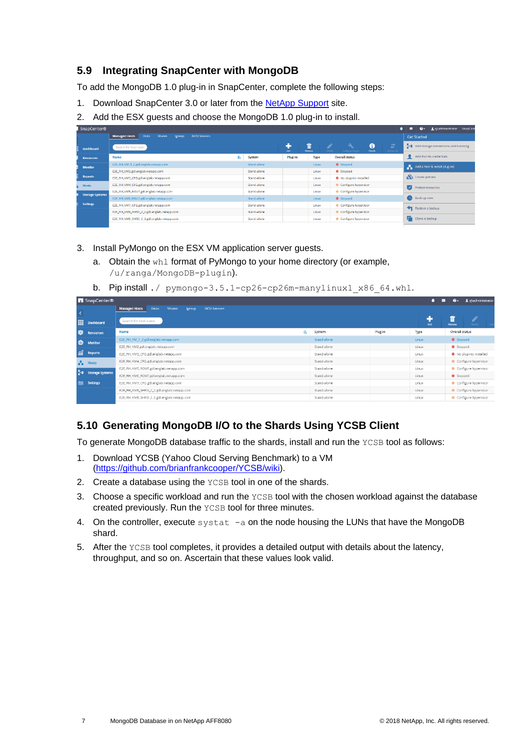## 5.9 Integrating SnapCenter with MongoDB

To add the MongoDB 1.0 plug-in in SnapCenter, complete the following steps:

1. Download SnapCenter 3.0 or later from the NetApp Support site.
2. Add the ESX guests and choose the MongoDB 1.0 plug-in to install.
3. Install PyMongo on the ESX VM application server guests.
   a. Obtain the `whl` format of PyMongo to your home directory (or example, `/u/ranga/MongoDB-plugin`).
   b. Pip install `./ pymongo-3.5.1-cp26-cp26m-manylinux1_x86_64.whl`.

## 5.10 Generating MongoDB I/O to the Shards Using YCSB Client

To generate MongoDB database traffic to the shards, install and run the `YCSB` tool as follows:

1. Download YCSB (Yahoo Cloud Serving Benchmark) to a VM (https://github.com/brianfrankcooper/YCSB/wiki).
2. Create a database using the `YCSB` tool in one of the shards.
3. Choose a specific workload and run the `YCSB` tool with the chosen workload against the database created previously. Run the `YCSB` tool for three minutes.
4. On the controller, execute `systat -a` on the node housing the LUNs that have the MongoDB shard.
5. After the `YCSB` tool completes, it provides a detailed output with details about the latency, throughput, and so on. Ascertain that these values look valid.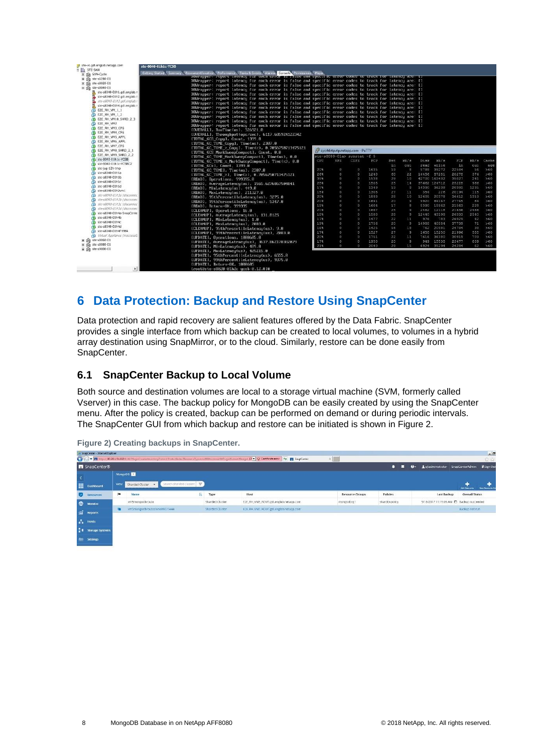## 6 Data Protection: Backup and Restore Using SnapCenter

Data protection and rapid recovery are salient features offered by the Data Fabric. SnapCenter provides a single interface from which backup can be created to local volumes, to volumes in a hybrid array destination using SnapMirror, or to the cloud. Similarly, restore can be done easily from SnapCenter.

### 6.1 SnapCenter Backup to Local Volume

Both source and destination volumes are local to a storage virtual machine (SVM, formerly called Vserver) in this case. The backup policy for MongoDB can be easily created by using the SnapCenter menu. After the policy is created, backup can be performed on demand or during periodic intervals. The SnapCenter GUI from which backup and restore can be initiated is shown in Figure 2.

**Figure 2) Creating backups in SnapCenter.**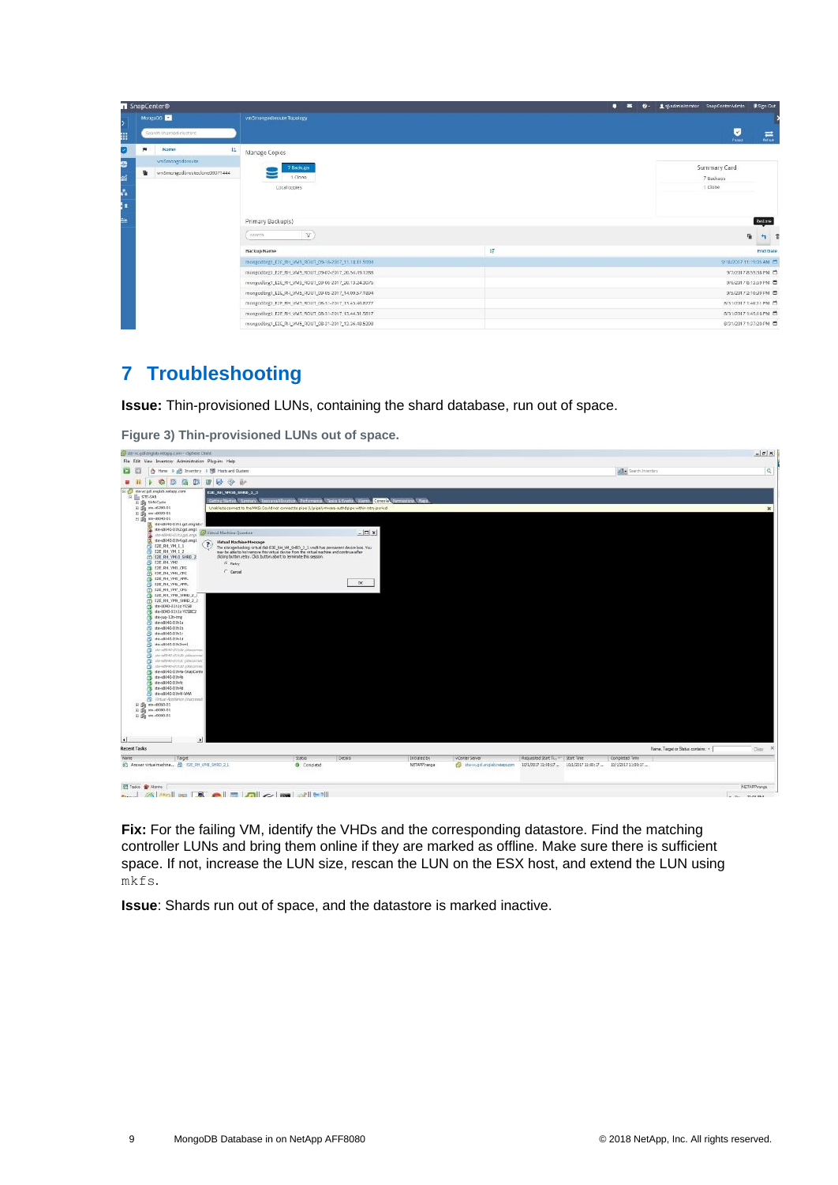## 7 Troubleshooting

**Issue:** Thin-provisioned LUNs, containing the shard database, run out of space.

**Figure 3) Thin-provisioned LUNs out of space.**

**Fix:** For the failing VM, identify the VHDs and the corresponding datastore. Find the matching controller LUNs and bring them online if they are marked as offline. Make sure there is sufficient space. If not, increase the LUN size, rescan the LUN on the ESX host, and extend the LUN using `mkfs`.

**Issue**: Shards run out of space, and the datastore is marked inactive.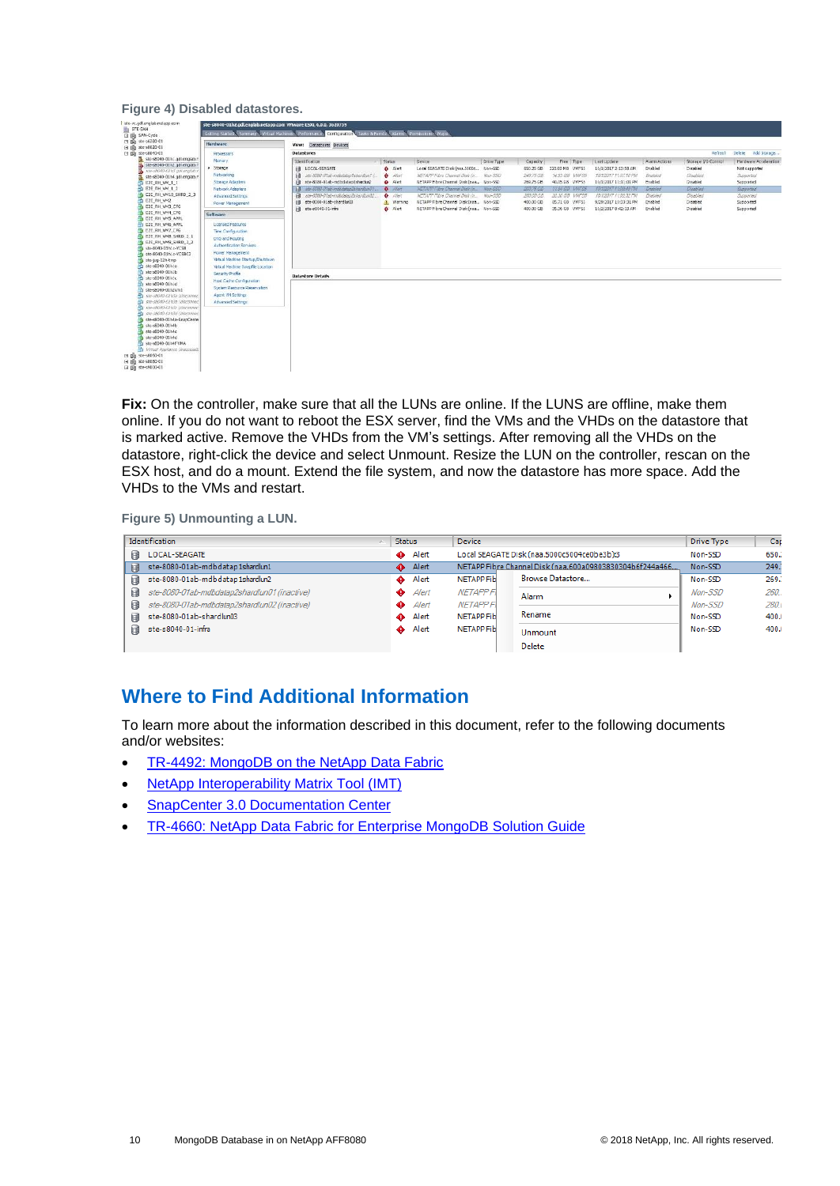**Figure 4) Disabled datastores.**

**Fix:** On the controller, make sure that all the LUNs are online. If the LUNS are offline, make them online. If you do not want to reboot the ESX server, find the VMs and the VHDs on the datastore that is marked active. Remove the VHDs from the VM's settings. After removing all the VHDs on the datastore, right-click the device and select Unmount. Resize the LUN on the controller, rescan on the ESX host, and do a mount. Extend the file system, and now the datastore has more space. Add the VHDs to the VMs and restart.

**Figure 5) Unmounting a LUN.**

## Where to Find Additional Information

To learn more about the information described in this document, refer to the following documents and/or websites:

- TR-4492: MongoDB on the NetApp Data Fabric
- NetApp Interoperability Matrix Tool (IMT)
- SnapCenter 3.0 Documentation Center
- TR-4660: NetApp Data Fabric for Enterprise MongoDB Solution Guide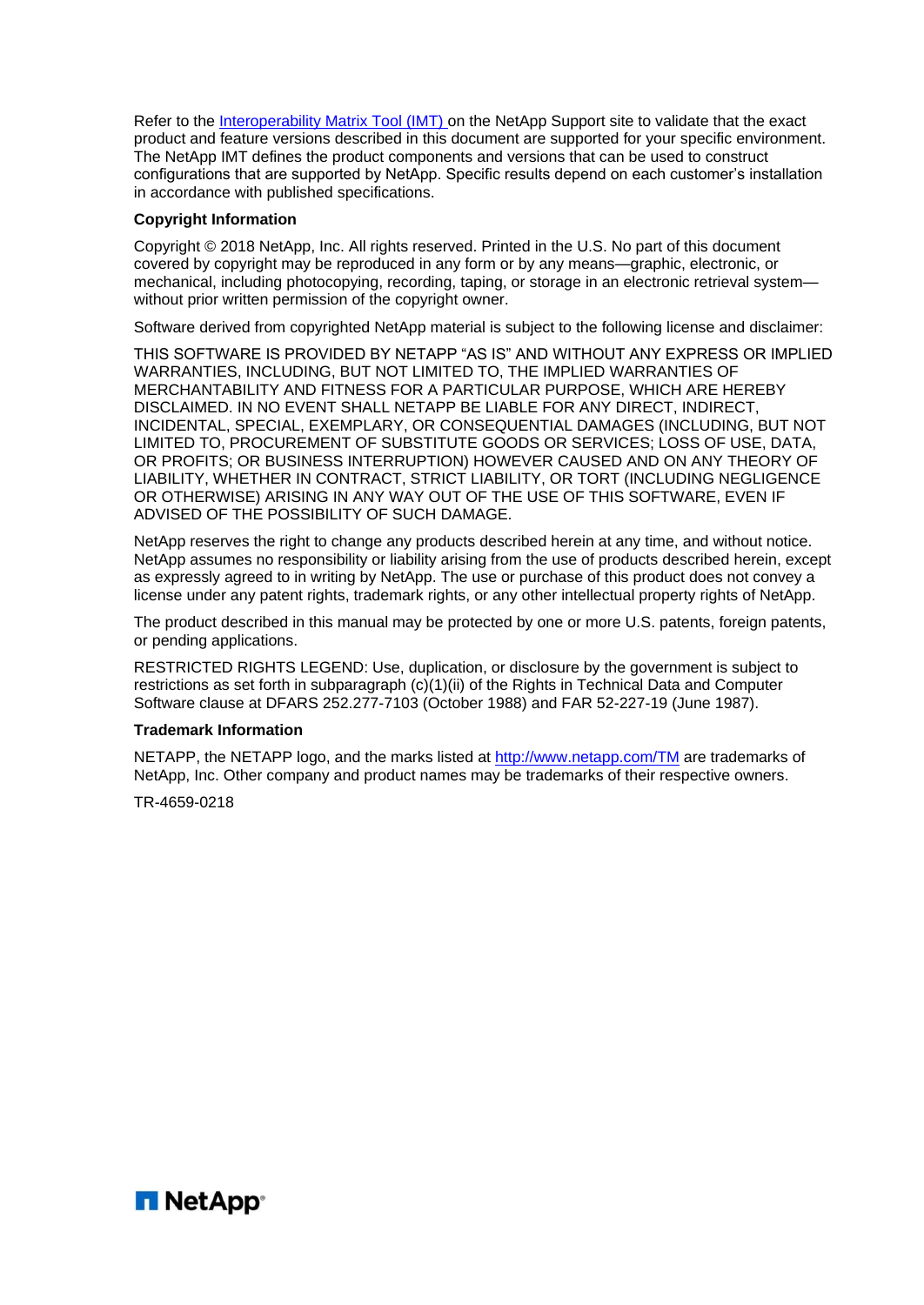Refer to the [Interoperability Matrix Tool (IMT)](#) on the NetApp Support site to validate that the exact product and feature versions described in this document are supported for your specific environment. The NetApp IMT defines the product components and versions that can be used to construct configurations that are supported by NetApp. Specific results depend on each customer's installation in accordance with published specifications.

**Copyright Information**

Copyright © 2018 NetApp, Inc. All rights reserved. Printed in the U.S. No part of this document covered by copyright may be reproduced in any form or by any means—graphic, electronic, or mechanical, including photocopying, recording, taping, or storage in an electronic retrieval system—without prior written permission of the copyright owner.

Software derived from copyrighted NetApp material is subject to the following license and disclaimer:

THIS SOFTWARE IS PROVIDED BY NETAPP "AS IS" AND WITHOUT ANY EXPRESS OR IMPLIED WARRANTIES, INCLUDING, BUT NOT LIMITED TO, THE IMPLIED WARRANTIES OF MERCHANTABILITY AND FITNESS FOR A PARTICULAR PURPOSE, WHICH ARE HEREBY DISCLAIMED. IN NO EVENT SHALL NETAPP BE LIABLE FOR ANY DIRECT, INDIRECT, INCIDENTAL, SPECIAL, EXEMPLARY, OR CONSEQUENTIAL DAMAGES (INCLUDING, BUT NOT LIMITED TO, PROCUREMENT OF SUBSTITUTE GOODS OR SERVICES; LOSS OF USE, DATA, OR PROFITS; OR BUSINESS INTERRUPTION) HOWEVER CAUSED AND ON ANY THEORY OF LIABILITY, WHETHER IN CONTRACT, STRICT LIABILITY, OR TORT (INCLUDING NEGLIGENCE OR OTHERWISE) ARISING IN ANY WAY OUT OF THE USE OF THIS SOFTWARE, EVEN IF ADVISED OF THE POSSIBILITY OF SUCH DAMAGE.

NetApp reserves the right to change any products described herein at any time, and without notice. NetApp assumes no responsibility or liability arising from the use of products described herein, except as expressly agreed to in writing by NetApp. The use or purchase of this product does not convey a license under any patent rights, trademark rights, or any other intellectual property rights of NetApp.

The product described in this manual may be protected by one or more U.S. patents, foreign patents, or pending applications.

RESTRICTED RIGHTS LEGEND: Use, duplication, or disclosure by the government is subject to restrictions as set forth in subparagraph (c)(1)(ii) of the Rights in Technical Data and Computer Software clause at DFARS 252.277-7103 (October 1988) and FAR 52-227-19 (June 1987).

**Trademark Information**

NETAPP, the NETAPP logo, and the marks listed at [http://www.netapp.com/TM](http://www.netapp.com/TM) are trademarks of NetApp, Inc. Other company and product names may be trademarks of their respective owners.

TR-4659-0218

NetApp